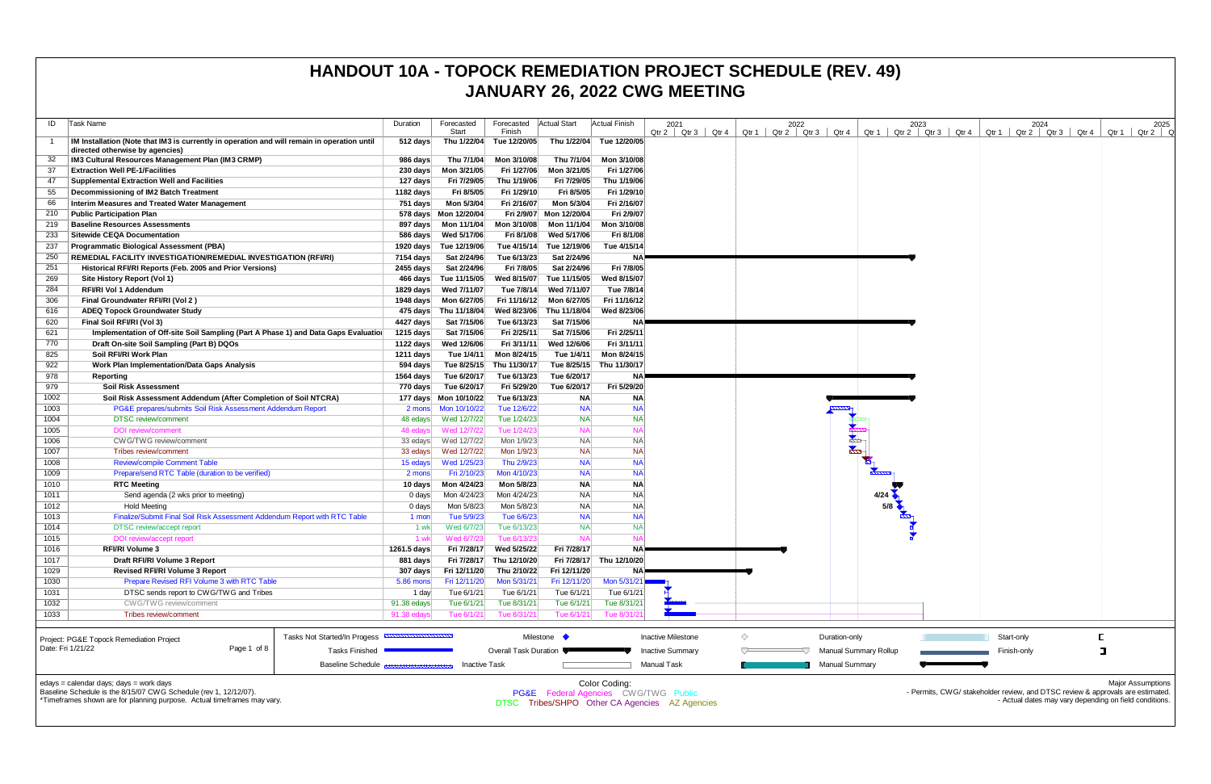# HANDOUT 10A - TOPOCK REMEDIATION PROJECT SCHEDULE (REV. 49)
## JANUARY 26, 2022 CWG MEETING

| ID | Task Name | Duration | Forecasted Start | Forecasted Finish | Actual Start | Actual Finish |
|---|---|---|---|---|---|---|
| 1 | IM Installation (Note that IM3 is currently in operation and will remain in operation until directed otherwise by agencies) | 512 days | Thu 1/22/04 | Tue 12/20/05 | Thu 1/22/04 | Tue 12/20/05 |
| 32 | IM3 Cultural Resources Management Plan (IM3 CRMP) | 986 days | Thu 7/1/04 | Mon 3/10/08 | Thu 7/1/04 | Mon 3/10/08 |
| 37 | Extraction Well PE-1/Facilities | 230 days | Mon 3/21/05 | Fri 1/27/06 | Mon 3/21/05 | Fri 1/27/06 |
| 47 | Supplemental Extraction Well and Facilities | 127 days | Fri 7/29/05 | Thu 1/19/06 | Fri 7/29/05 | Thu 1/19/06 |
| 55 | Decommissioning of IM2 Batch Treatment | 1182 days | Fri 8/5/05 | Fri 1/29/10 | Fri 8/5/05 | Fri 1/29/10 |
| 66 | Interim Measures and Treated Water Management | 751 days | Mon 5/3/04 | Fri 2/16/07 | Mon 5/3/04 | Fri 2/16/07 |
| 210 | Public Participation Plan | 578 days | Mon 12/20/04 | Fri 2/9/07 | Mon 12/20/04 | Fri 2/9/07 |
| 219 | Baseline Resources Assessments | 897 days | Mon 11/1/04 | Mon 3/10/08 | Mon 11/1/04 | Mon 3/10/08 |
| 233 | Sitewide CEQA Documentation | 586 days | Wed 5/17/06 | Fri 8/1/08 | Wed 5/17/06 | Fri 8/1/08 |
| 237 | Programmatic Biological Assessment (PBA) | 1920 days | Tue 12/19/06 | Tue 4/15/14 | Tue 12/19/06 | Tue 4/15/14 |
| 250 | REMEDIAL FACILITY INVESTIGATION/REMEDIAL INVESTIGATION (RFI/RI) | 7154 days | Sat 2/24/96 | Tue 6/13/23 | Sat 2/24/96 | NA |
| 251 | Historical RFI/RI Reports (Feb. 2005 and Prior Versions) | 2455 days | Sat 2/24/96 | Fri 7/8/05 | Sat 2/24/96 | Fri 7/8/05 |
| 269 | Site History Report (Vol 1) | 466 days | Tue 11/15/05 | Wed 8/15/07 | Tue 11/15/05 | Wed 8/15/07 |
| 284 | RFI/RI Vol 1 Addendum | 1829 days | Wed 7/11/07 | Tue 7/8/14 | Wed 7/11/07 | Tue 7/8/14 |
| 306 | Final Groundwater RFI/RI (Vol 2 ) | 1948 days | Mon 6/27/05 | Fri 11/16/12 | Mon 6/27/05 | Fri 11/16/12 |
| 616 | ADEQ Topock Groundwater Study | 475 days | Thu 11/18/04 | Wed 8/23/06 | Thu 11/18/04 | Wed 8/23/06 |
| 620 | Final Soil RFI/RI (Vol 3) | 4427 days | Sat 7/15/06 | Tue 6/13/23 | Sat 7/15/06 | NA |
| 621 | Implementation of Off-site Soil Sampling (Part A Phase 1) and Data Gaps Evaluation | 1215 days | Sat 7/15/06 | Fri 2/25/11 | Sat 7/15/06 | Fri 2/25/11 |
| 770 | Draft On-site Soil Sampling (Part B) DQOs | 1122 days | Wed 12/6/06 | Fri 3/11/11 | Wed 12/6/06 | Fri 3/11/11 |
| 825 | Soil RFI/RI Work Plan | 1211 days | Tue 1/4/11 | Mon 8/24/15 | Tue 1/4/11 | Mon 8/24/15 |
| 922 | Work Plan Implementation/Data Gaps Analysis | 594 days | Tue 8/25/15 | Thu 11/30/17 | Tue 8/25/15 | Thu 11/30/17 |
| 978 | Reporting | 1564 days | Tue 6/20/17 | Tue 6/13/23 | Tue 6/20/17 | NA |
| 979 | Soil Risk Assessment | 770 days | Tue 6/20/17 | Fri 5/29/20 | Tue 6/20/17 | Fri 5/29/20 |
| 1002 | Soil Risk Assessment Addendum (After Completion of Soil NTCRA) | 177 days | Mon 10/10/22 | Tue 6/13/23 | NA | NA |
| 1003 | PG&E prepares/submits Soil Risk Assessment Addendum Report | 2 mons | Mon 10/10/22 | Tue 12/6/22 | NA | NA |
| 1004 | DTSC review/comment | 48 edays | Wed 12/7/22 | Tue 1/24/23 | NA | NA |
| 1005 | DOI review/comment | 48 edays | Wed 12/7/22 | Tue 1/24/23 | NA | NA |
| 1006 | CWG/TWG review/comment | 33 edays | Wed 12/7/22 | Mon 1/9/23 | NA | NA |
| 1007 | Tribes review/comment | 33 edays | Wed 12/7/22 | Mon 1/9/23 | NA | NA |
| 1008 | Review/compile Comment Table | 15 edays | Wed 1/25/23 | Thu 2/9/23 | NA | NA |
| 1009 | Prepare/send RTC Table (duration to be verified) | 2 mons | Fri 2/10/23 | Mon 4/10/23 | NA | NA |
| 1010 | RTC Meeting | 10 days | Mon 4/24/23 | Mon 5/8/23 | NA | NA |
| 1011 | Send agenda (2 wks prior to meeting) | 0 days | Mon 4/24/23 | Mon 4/24/23 | NA | NA |
| 1012 | Hold Meeting | 0 days | Mon 5/8/23 | Mon 5/8/23 | NA | NA |
| 1013 | Finalize/Submit Final Soil Risk Assessment Addendum Report with RTC Table | 1 mon | Tue 5/9/23 | Tue 6/6/23 | NA | NA |
| 1014 | DTSC review/accept report | 1 wk | Wed 6/7/23 | Tue 6/13/23 | NA | NA |
| 1015 | DOI review/accept report | 1 wk | Wed 6/7/23 | Tue 6/13/23 | NA | NA |
| 1016 | RFI/RI Volume 3 | 1261.5 days | Fri 7/28/17 | Wed 5/25/22 | Fri 7/28/17 | NA |
| 1017 | Draft RFI/RI Volume 3 Report | 881 days | Fri 7/28/17 | Thu 12/10/20 | Fri 7/28/17 | Thu 12/10/20 |
| 1029 | Revised RFI/RI Volume 3 Report | 307 days | Fri 12/11/20 | Thu 2/10/22 | Fri 12/11/20 | NA |
| 1030 | Prepare Revised RFI Volume 3 with RTC Table | 5.86 mons | Fri 12/11/20 | Mon 5/31/21 | Fri 12/11/20 | Mon 5/31/21 |
| 1031 | DTSC sends report to CWG/TWG and Tribes | 1 day | Tue 6/1/21 | Tue 6/1/21 | Tue 6/1/21 | Tue 6/1/21 |
| 1032 | CWG/TWG review/comment | 91.38 edays | Tue 6/1/21 | Tue 8/31/21 | Tue 6/1/21 | Tue 8/31/21 |
| 1033 | Tribes review/comment | 91.38 edays | Tue 6/1/21 | Tue 8/31/21 | Tue 6/1/21 | Tue 8/31/21 |

Project: PG&E Topock Remediation Project
Date: Fri 1/21/22

Legend: Tasks Not Started/In Progess; Tasks Finished; Baseline Schedule; Milestone; Overall Task Duration; Inactive Task; Inactive Milestone; Inactive Summary; Manual Task; Duration-only; Manual Summary Rollup; Manual Summary; Start-only; Finish-only

edays = calendar days; days = work days
Baseline Schedule is the 8/15/07 CWG Schedule (rev 1, 12/12/07).
*Timeframes shown are for planning purpose. Actual timeframes may vary.

Color Coding:
PG&E Federal Agencies CWG/TWG Public
DTSC Tribes/SHPO Other CA Agencies AZ Agencies

Major Assumptions
- Permits, CWG/ stakeholder review, and DTSC review & approvals are estimated.
- Actual dates may vary depending on field conditions.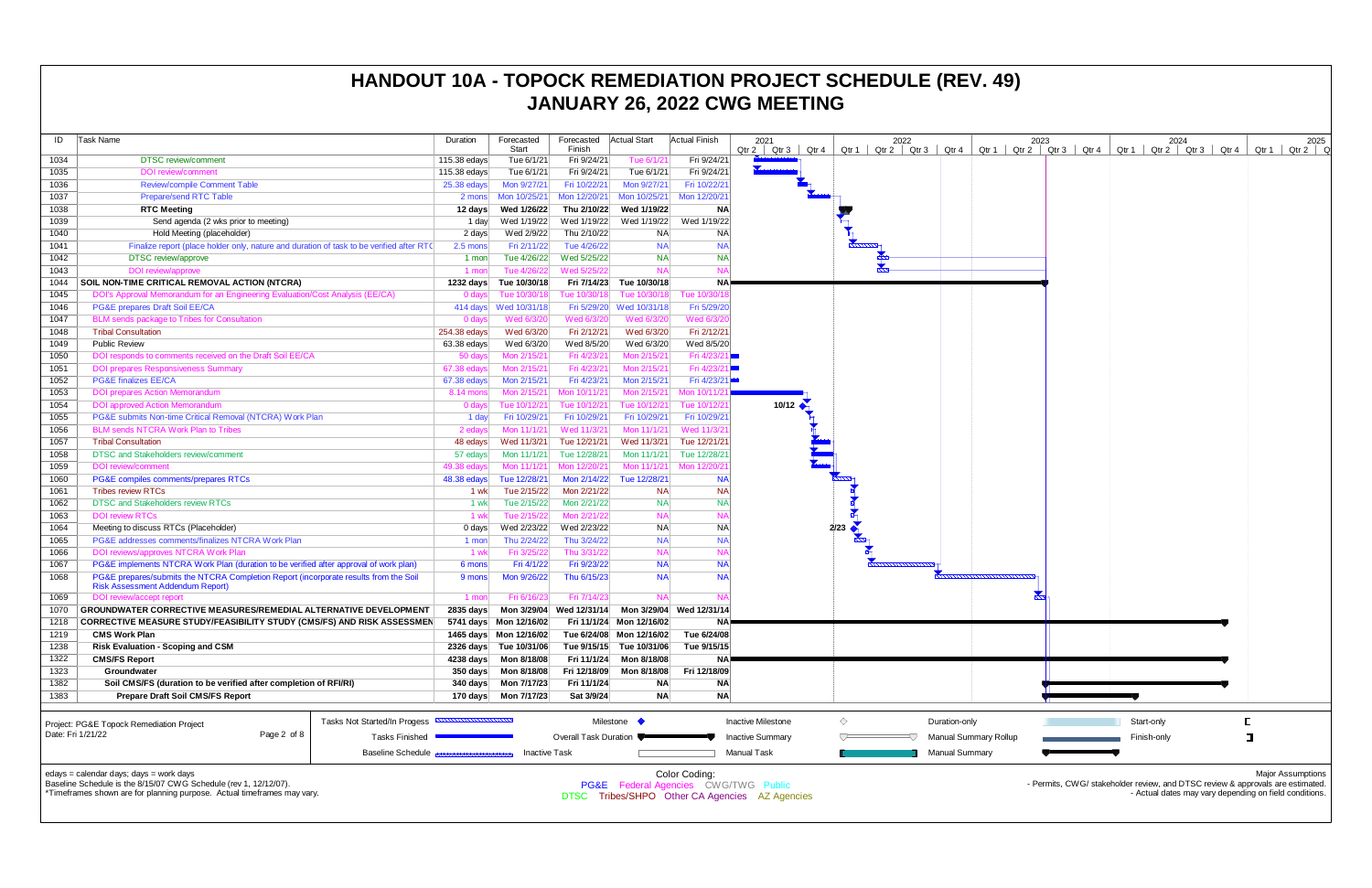# HANDOUT 10A - TOPOCK REMEDIATION PROJECT SCHEDULE (REV. 49)
# JANUARY 26, 2022 CWG MEETING

| ID | Task Name | Duration | Forecasted Start | Forecasted Finish | Actual Start | Actual Finish |
|---|---|---|---|---|---|---|
| 1034 | DTSC review/comment | 115.38 edays | Tue 6/1/21 | Fri 9/24/21 | Tue 6/1/21 | Fri 9/24/21 |
| 1035 | DOI review/comment | 115.38 edays | Tue 6/1/21 | Fri 9/24/21 | Tue 6/1/21 | Fri 9/24/21 |
| 1036 | Review/compile Comment Table | 25.38 edays | Mon 9/27/21 | Fri 10/22/21 | Mon 9/27/21 | Fri 10/22/21 |
| 1037 | Prepare/send RTC Table | 2 mons | Mon 10/25/21 | Mon 12/20/21 | Mon 10/25/21 | Mon 12/20/21 |
| 1038 | **RTC Meeting** | **12 days** | **Wed 1/26/22** | **Thu 2/10/22** | **Wed 1/19/22** | **NA** |
| 1039 | Send agenda (2 wks prior to meeting) | 1 day | Wed 1/19/22 | Wed 1/19/22 | Wed 1/19/22 | Wed 1/19/22 |
| 1040 | Hold Meeting (placeholder) | 2 days | Wed 2/9/22 | Thu 2/10/22 | NA | NA |
| 1041 | Finalize report (place holder only, nature and duration of task to be verified after RTC | 2.5 mons | Fri 2/11/22 | Tue 4/26/22 | NA | NA |
| 1042 | DTSC review/approve | 1 mon | Tue 4/26/22 | Wed 5/25/22 | NA | NA |
| 1043 | DOI review/approve | 1 mon | Tue 4/26/22 | Wed 5/25/22 | NA | NA |
| 1044 | **SOIL NON-TIME CRITICAL REMOVAL ACTION (NTCRA)** | **1232 days** | **Tue 10/30/18** | **Fri 7/14/23** | **Tue 10/30/18** | **NA** |
| 1045 | DOI's Approval Memorandum for an Engineering Evaluation/Cost Analysis (EE/CA) | 0 days | Tue 10/30/18 | Tue 10/30/18 | Tue 10/30/18 | Tue 10/30/18 |
| 1046 | PG&E prepares Draft Soil EE/CA | 414 days | Wed 10/31/18 | Fri 5/29/20 | Wed 10/31/18 | Fri 5/29/20 |
| 1047 | BLM sends package to Tribes for Consultation | 0 days | Wed 6/3/20 | Wed 6/3/20 | Wed 6/3/20 | Wed 6/3/20 |
| 1048 | Tribal Consultation | 254.38 edays | Wed 6/3/20 | Fri 2/12/21 | Wed 6/3/20 | Fri 2/12/21 |
| 1049 | Public Review | 63.38 edays | Wed 6/3/20 | Wed 8/5/20 | Wed 6/3/20 | Wed 8/5/20 |
| 1050 | DOI responds to comments received on the Draft Soil EE/CA | 50 days | Mon 2/15/21 | Fri 4/23/21 | Mon 2/15/21 | Fri 4/23/21 |
| 1051 | DOI prepares Responsiveness Summary | 67.38 edays | Mon 2/15/21 | Fri 4/23/21 | Mon 2/15/21 | Fri 4/23/21 |
| 1052 | PG&E finalizes EE/CA | 67.38 edays | Mon 2/15/21 | Fri 4/23/21 | Mon 2/15/21 | Fri 4/23/21 |
| 1053 | DOI prepares Action Memorandum | 8.14 mons | Mon 2/15/21 | Mon 10/11/21 | Mon 2/15/21 | Mon 10/11/21 |
| 1054 | DOI approved Action Memorandum | 0 days | Tue 10/12/21 | Tue 10/12/21 | Tue 10/12/21 | Tue 10/12/21 |
| 1055 | PG&E submits Non-time Critical Removal (NTCRA) Work Plan | 1 day | Fri 10/29/21 | Fri 10/29/21 | Fri 10/29/21 | Fri 10/29/21 |
| 1056 | BLM sends NTCRA Work Plan to Tribes | 2 edays | Mon 11/1/21 | Wed 11/3/21 | Mon 11/1/21 | Wed 11/3/21 |
| 1057 | Tribal Consultation | 48 edays | Wed 11/3/21 | Tue 12/21/21 | Wed 11/3/21 | Tue 12/21/21 |
| 1058 | DTSC and Stakeholders review/comment | 57 edays | Mon 11/1/21 | Tue 12/28/21 | Mon 11/1/21 | Tue 12/28/21 |
| 1059 | DOI review/comment | 49.38 edays | Mon 11/1/21 | Mon 12/20/21 | Mon 11/1/21 | Mon 12/20/21 |
| 1060 | PG&E compiles comments/prepares RTCs | 48.38 edays | Tue 12/28/21 | Mon 2/14/22 | Tue 12/28/21 | NA |
| 1061 | Tribes review RTCs | 1 wk | Tue 2/15/22 | Mon 2/21/22 | NA | NA |
| 1062 | DTSC and Stakeholders review RTCs | 1 wk | Tue 2/15/22 | Mon 2/21/22 | NA | NA |
| 1063 | DOI review RTCs | 1 wk | Tue 2/15/22 | Mon 2/21/22 | NA | NA |
| 1064 | Meeting to discuss RTCs (Placeholder) | 0 days | Wed 2/23/22 | Wed 2/23/22 | NA | NA |
| 1065 | PG&E addresses comments/finalizes NTCRA Work Plan | 1 mon | Thu 2/24/22 | Thu 3/24/22 | NA | NA |
| 1066 | DOI reviews/approves NTCRA Work Plan | 1 wk | Fri 3/25/22 | Thu 3/31/22 | NA | NA |
| 1067 | PG&E implements NTCRA Work Plan (duration to be verified after approval of work plan) | 6 mons | Fri 4/1/22 | Fri 9/23/22 | NA | NA |
| 1068 | PG&E prepares/submits the NTCRA Completion Report (incorporate results from the Soil Risk Assessment Addendum Report) | 9 mons | Mon 9/26/22 | Thu 6/15/23 | NA | NA |
| 1069 | DOI review/accept report | 1 mon | Fri 6/16/23 | Fri 7/14/23 | NA | NA |
| 1070 | **GROUNDWATER CORRECTIVE MEASURES/REMEDIAL ALTERNATIVE DEVELOPMENT** | **2835 days** | **Mon 3/29/04** | **Wed 12/31/14** | **Mon 3/29/04** | **Wed 12/31/14** |
| 1218 | **CORRECTIVE MEASURE STUDY/FEASIBILITY STUDY (CMS/FS) AND RISK ASSESSMEN** | **5741 days** | **Mon 12/16/02** | **Fri 11/1/24** | **Mon 12/16/02** | **NA** |
| 1219 | **CMS Work Plan** | **1465 days** | **Mon 12/16/02** | **Tue 6/24/08** | **Mon 12/16/02** | **Tue 6/24/08** |
| 1238 | **Risk Evaluation - Scoping and CSM** | **2326 days** | **Tue 10/31/06** | **Tue 9/15/15** | **Tue 10/31/06** | **Tue 9/15/15** |
| 1322 | **CMS/FS Report** | **4238 days** | **Mon 8/18/08** | **Fri 11/1/24** | **Mon 8/18/08** | **NA** |
| 1323 | **Groundwater** | **350 days** | **Mon 8/18/08** | **Fri 12/18/09** | **Mon 8/18/08** | **Fri 12/18/09** |
| 1382 | **Soil CMS/FS (duration to be verified after completion of RFI/RI)** | **340 days** | **Mon 7/17/23** | **Fri 11/1/24** | **NA** | **NA** |
| 1383 | **Prepare Draft Soil CMS/FS Report** | **170 days** | **Mon 7/17/23** | **Sat 3/9/24** | **NA** | **NA** |

Project: PG&E Topock Remediation Project
Date: Fri 1/21/22

Legend: Tasks Not Started/In Progess; Tasks Finished; Baseline Schedule; Milestone; Overall Task Duration; Inactive Task; Inactive Milestone; Inactive Summary; Manual Task; Duration-only; Manual Summary Rollup; Manual Summary; Start-only; Finish-only

edays = calendar days; days = work days
Baseline Schedule is the 8/15/07 CWG Schedule (rev 1, 12/12/07).
*Timeframes shown are for planning purpose. Actual timeframes may vary.

Color Coding:
PG&E Federal Agencies CWG/TWG Public
DTSC Tribes/SHPO Other CA Agencies AZ Agencies

Major Assumptions
- Permits, CWG/ stakeholder review, and DTSC review & approvals are estimated.
- Actual dates may vary depending on field conditions.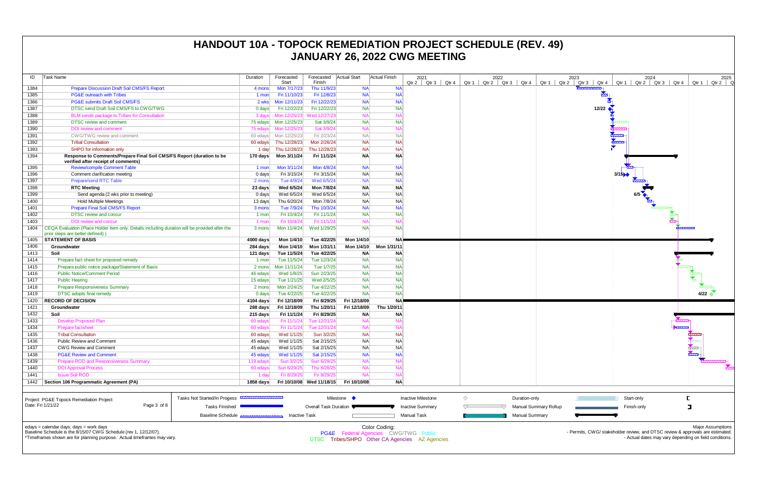# HANDOUT 10A - TOPOCK REMEDIATION PROJECT SCHEDULE (REV. 49)
# JANUARY 26, 2022 CWG MEETING

| ID | Task Name | Duration | Forecasted Start | Forecasted Finish | Actual Start | Actual Finish |
|---|---|---|---|---|---|---|
| 1384 | Prepare Discussion Draft Soil CMS/FS Report | 4 mons | Mon 7/17/23 | Thu 11/9/23 | NA | NA |
| 1385 | PG&E outreach with Tribes | 1 mon | Fri 11/10/23 | Fri 12/8/23 | NA | NA |
| 1386 | PG&E submits Draft Soil CMS/FS | 2 wks | Mon 12/11/23 | Fri 12/22/23 | NA | NA |
| 1387 | DTSC send Draft Soil CMS/FS to CWG/TWG | 0 days | Fri 12/22/23 | Fri 12/22/23 | NA | NA |
| 1388 | BLM sends package to Tribes for Consultation | 3 days | Mon 12/25/23 | Wed 12/27/23 | NA | NA |
| 1389 | DTSC review and comment | 75 edays | Mon 12/25/23 | Sat 3/9/24 | NA | NA |
| 1390 | DOI review and comment | 75 edays | Mon 12/25/23 | Sat 3/9/24 | NA | NA |
| 1391 | CWG/TWG review and comment | 60 edays | Mon 12/25/23 | Fri 2/23/24 | NA | NA |
| 1392 | Tribal Consultation | 60 edays | Thu 12/28/23 | Mon 2/26/24 | NA | NA |
| 1393 | SHPO for information only | 1 day | Thu 12/28/23 | Thu 12/28/23 | NA | NA |
| 1394 | **Response to Comments/Prepare Final Soil CMS/FS Report (duration to be verified after receipt of comments)** | **170 days** | **Mon 3/11/24** | **Fri 11/1/24** | **NA** | **NA** |
| 1395 | Review/compile Comment Table | 1 mon | Mon 3/11/24 | Mon 4/8/24 | NA | NA |
| 1396 | Comment clarification meeting | 0 days | Fri 3/15/24 | Fri 3/15/24 | NA | NA |
| 1397 | Prepare/send RTC Table | 2 mons | Tue 4/9/24 | Wed 6/5/24 | NA | NA |
| 1398 | **RTC Meeting** | **23 days** | **Wed 6/5/24** | **Mon 7/8/24** | **NA** | **NA** |
| 1399 | Send agenda (2 wks prior to meeting) | 0 days | Wed 6/5/24 | Wed 6/5/24 | NA | NA |
| 1400 | Hold Multiple Meetings | 13 days | Thu 6/20/24 | Mon 7/8/24 | NA | NA |
| 1401 | Prepare Final Soil CMS/FS Report | 3 mons | Tue 7/9/24 | Thu 10/3/24 | NA | NA |
| 1402 | DTSC review and concur | 1 mon | Fri 10/4/24 | Fri 11/1/24 | NA | NA |
| 1403 | DOI review and concur | 1 mon | Fri 10/4/24 | Fri 11/1/24 | NA | NA |
| 1404 | CEQA Evaluation (Place Holder Item only. Details including duration will be provided after the prior steps are better defined) ) | 3 mons | Mon 11/4/24 | Wed 1/29/25 | NA | NA |
| 1405 | **STATEMENT OF BASIS** | **4000 days** | **Mon 1/4/10** | **Tue 4/22/25** | **Mon 1/4/10** | **NA** |
| 1406 | **Groundwater** | **284 days** | **Mon 1/4/10** | **Mon 1/31/11** | **Mon 1/4/10** | **Mon 1/31/11** |
| 1413 | **Soil** | **121 days** | **Tue 11/5/24** | **Tue 4/22/25** | **NA** | **NA** |
| 1414 | Prepare fact sheet for proposed remedy | 1 mon | Tue 11/5/24 | Tue 12/3/24 | NA | NA |
| 1415 | Prepare public notice package/Statement of Basis | 2 mons | Mon 11/11/24 | Tue 1/7/25 | NA | NA |
| 1416 | Public Notice/Comment Period | 46 edays | Wed 1/8/25 | Sun 2/23/25 | NA | NA |
| 1417 | Public Hearing | 15 edays | Tue 1/21/25 | Wed 2/5/25 | NA | NA |
| 1418 | Prepare Responsiveness Summary | 2 mons | Mon 2/24/25 | Tue 4/22/25 | NA | NA |
| 1419 | DTSC adopts final remedy | 0 days | Tue 4/22/25 | Tue 4/22/25 | NA | NA |
| 1420 | **RECORD OF DECISION** | **4104 days** | **Fri 12/18/09** | **Fri 8/29/25** | **Fri 12/18/09** | **NA** |
| 1421 | **Groundwater** | **288 days** | **Fri 12/18/09** | **Thu 1/20/11** | **Fri 12/18/09** | **Thu 1/20/11** |
| 1432 | **Soil** | **215 days** | **Fri 11/1/24** | **Fri 8/29/25** | **NA** | **NA** |
| 1433 | Develop Proposed Plan | 60 edays | Fri 11/1/24 | Tue 12/31/24 | NA | NA |
| 1434 | Prepare factsheet | 60 edays | Fri 11/1/24 | Tue 12/31/24 | NA | NA |
| 1435 | Tribal Consultation | 60 edays | Wed 1/1/25 | Sun 3/2/25 | NA | NA |
| 1436 | Public Review and Comment | 45 edays | Wed 1/1/25 | Sat 2/15/25 | NA | NA |
| 1437 | CWG Review and Comment | 45 edays | Wed 1/1/25 | Sat 2/15/25 | NA | NA |
| 1438 | PG&E Review and Comment | 45 edays | Wed 1/1/25 | Sat 2/15/25 | NA | NA |
| 1439 | Prepare ROD and Responsiveness Summary | 119 edays | Sun 3/2/25 | Sun 6/29/25 | NA | NA |
| 1440 | DOI Approval Process | 60 edays | Sun 6/29/25 | Thu 8/28/25 | NA | NA |
| 1441 | Issue Soil ROD | 1 day | Fri 8/29/25 | Fri 8/29/25 | NA | NA |
| 1442 | **Section 106 Programmatic Agreement (PA)** | **1858 days** | **Fri 10/10/08** | **Wed 11/18/15** | **Fri 10/10/08** | **NA** |

Project: PG&E Topock Remediation Project
Date: Fri 1/21/22

Legend: Tasks Not Started/In Progess; Tasks Finished; Baseline Schedule; Milestone; Overall Task Duration; Inactive Task; Inactive Milestone; Inactive Summary; Manual Task; Duration-only; Manual Summary Rollup; Manual Summary; Start-only; Finish-only

edays = calendar days; days = work days
Baseline Schedule is the 8/15/07 CWG Schedule (rev 1, 12/12/07).
*Timeframes shown are for planning purpose. Actual timeframes may vary.

Color Coding:
PG&E Federal Agencies CWG/TWG Public
DTSC Tribes/SHPO Other CA Agencies AZ Agencies

Major Assumptions
- Permits, CWG/ stakeholder review, and DTSC review & approvals are estimated.
- Actual dates may vary depending on field conditions.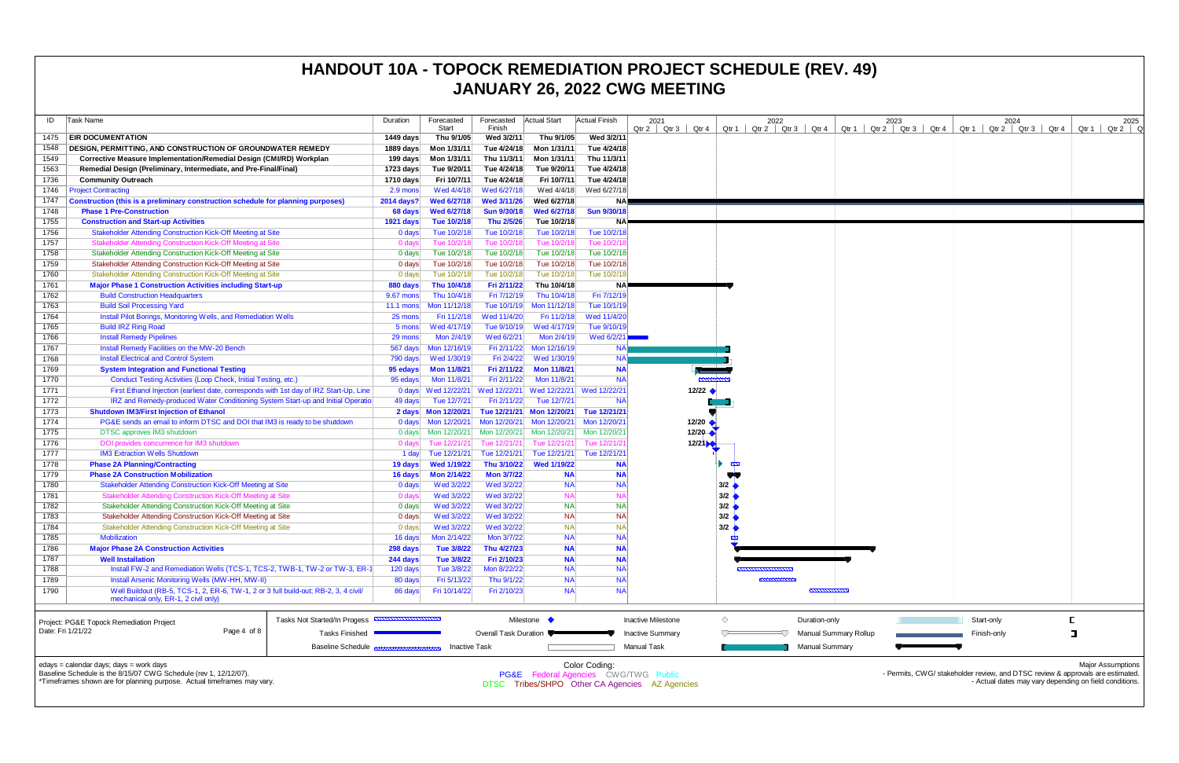# HANDOUT 10A - TOPOCK REMEDIATION PROJECT SCHEDULE (REV. 49)
## JANUARY 26, 2022 CWG MEETING

| ID | Task Name | Duration | Forecasted Start | Forecasted Finish | Actual Start | Actual Finish |
|---|---|---|---|---|---|---|
| 1475 | **EIR DOCUMENTATION** | **1449 days** | **Thu 9/1/05** | **Wed 3/2/11** | **Thu 9/1/05** | **Wed 3/2/11** |
| 1548 | **DESIGN, PERMITTING, AND CONSTRUCTION OF GROUNDWATER REMEDY** | **1889 days** | **Mon 1/31/11** | **Tue 4/24/18** | **Mon 1/31/11** | **Tue 4/24/18** |
| 1549 | **Corrective Measure Implementation/Remedial Design (CMI/RD) Workplan** | **199 days** | **Mon 1/31/11** | **Thu 11/3/11** | **Mon 1/31/11** | **Thu 11/3/11** |
| 1563 | **Remedial Design (Preliminary, Intermediate, and Pre-Final/Final)** | **1723 days** | **Tue 9/20/11** | **Tue 4/24/18** | **Tue 9/20/11** | **Tue 4/24/18** |
| 1736 | **Community Outreach** | **1710 days** | **Fri 10/7/11** | **Tue 4/24/18** | **Fri 10/7/11** | **Tue 4/24/18** |
| 1746 | Project Contracting | 2.9 mons | Wed 4/4/18 | Wed 6/27/18 | Wed 4/4/18 | Wed 6/27/18 |
| 1747 | **Construction (this is a preliminary construction schedule for planning purposes)** | **2014 days?** | **Wed 6/27/18** | **Wed 3/11/26** | **Wed 6/27/18** | **NA** |
| 1748 | **Phase 1 Pre-Construction** | **68 days** | **Wed 6/27/18** | **Sun 9/30/18** | **Wed 6/27/18** | **Sun 9/30/18** |
| 1755 | **Construction and Start-up Activities** | **1921 days** | **Tue 10/2/18** | **Thu 2/5/26** | **Tue 10/2/18** | **NA** |
| 1756 | Stakeholder Attending Construction Kick-Off Meeting at Site | 0 days | Tue 10/2/18 | Tue 10/2/18 | Tue 10/2/18 | Tue 10/2/18 |
| 1757 | Stakeholder Attending Construction Kick-Off Meeting at Site | 0 days | Tue 10/2/18 | Tue 10/2/18 | Tue 10/2/18 | Tue 10/2/18 |
| 1758 | Stakeholder Attending Construction Kick-Off Meeting at Site | 0 days | Tue 10/2/18 | Tue 10/2/18 | Tue 10/2/18 | Tue 10/2/18 |
| 1759 | Stakeholder Attending Construction Kick-Off Meeting at Site | 0 days | Tue 10/2/18 | Tue 10/2/18 | Tue 10/2/18 | Tue 10/2/18 |
| 1760 | Stakeholder Attending Construction Kick-Off Meeting at Site | 0 days | Tue 10/2/18 | Tue 10/2/18 | Tue 10/2/18 | Tue 10/2/18 |
| 1761 | **Major Phase 1 Construction Activities including Start-up** | **880 days** | **Thu 10/4/18** | **Fri 2/11/22** | **Thu 10/4/18** | **NA** |
| 1762 | Build Construction Headquarters | 9.67 mons | Thu 10/4/18 | Fri 7/12/19 | Thu 10/4/18 | Fri 7/12/19 |
| 1763 | Build Soil Processing Yard | 11.1 mons | Mon 11/12/18 | Tue 10/1/19 | Mon 11/12/18 | Tue 10/1/19 |
| 1764 | Install Pilot Borings, Monitoring Wells, and Remediation Wells | 25 mons | Fri 11/2/18 | Wed 11/4/20 | Fri 11/2/18 | Wed 11/4/20 |
| 1765 | Build IRZ Ring Road | 5 mons | Wed 4/17/19 | Tue 9/10/19 | Wed 4/17/19 | Tue 9/10/19 |
| 1766 | Install Remedy Pipelines | 29 mons | Mon 2/4/19 | Wed 6/2/21 | Mon 2/4/19 | Wed 6/2/21 |
| 1767 | Install Remedy Facilities on the MW-20 Bench | 567 days | Mon 12/16/19 | Fri 2/11/22 | Mon 12/16/19 | NA |
| 1768 | Install Electrical and Control System | 790 days | Wed 1/30/19 | Fri 2/4/22 | Wed 1/30/19 | NA |
| 1769 | **System Integration and Functional Testing** | **95 edays** | **Mon 11/8/21** | **Fri 2/11/22** | **Mon 11/8/21** | **NA** |
| 1770 | Conduct Testing Activities (Loop Check, Initial Testing, etc.) | 95 edays | Mon 11/8/21 | Fri 2/11/22 | Mon 11/8/21 | NA |
| 1771 | First Ethanol Injection (earliest date, corresponds with 1st day of IRZ Start-Up, Line | 0 days | Wed 12/22/21 | Wed 12/22/21 | Wed 12/22/21 | Wed 12/22/21 |
| 1772 | IRZ and Remedy-produced Water Conditioning System Start-up and Initial Operatio | 49 days | Tue 12/7/21 | Fri 2/11/22 | Tue 12/7/21 | NA |
| 1773 | **Shutdown IM3/First Injection of Ethanol** | **2 days** | **Mon 12/20/21** | **Tue 12/21/21** | **Mon 12/20/21** | **Tue 12/21/21** |
| 1774 | PG&E sends an email to inform DTSC and DOI that IM3 is ready to be shutdown | 0 days | Mon 12/20/21 | Mon 12/20/21 | Mon 12/20/21 | Mon 12/20/21 |
| 1775 | DTSC approves IM3 shutdown | 0 days | Mon 12/20/21 | Mon 12/20/21 | Mon 12/20/21 | Mon 12/20/21 |
| 1776 | DOI provides concurrence for IM3 shutdown | 0 days | Tue 12/21/21 | Tue 12/21/21 | Tue 12/21/21 | Tue 12/21/21 |
| 1777 | IM3 Extraction Wells Shutdown | 1 day | Tue 12/21/21 | Tue 12/21/21 | Tue 12/21/21 | Tue 12/21/21 |
| 1778 | **Phase 2A Planning/Contracting** | **19 days** | **Wed 1/19/22** | **Thu 3/10/22** | **Wed 1/19/22** | **NA** |
| 1779 | **Phase 2A Construction Mobilization** | **16 days** | **Mon 2/14/22** | **Mon 3/7/22** | **NA** | **NA** |
| 1780 | Stakeholder Attending Construction Kick-Off Meeting at Site | 0 days | Wed 3/2/22 | Wed 3/2/22 | NA | NA |
| 1781 | Stakeholder Attending Construction Kick-Off Meeting at Site | 0 days | Wed 3/2/22 | Wed 3/2/22 | NA | NA |
| 1782 | Stakeholder Attending Construction Kick-Off Meeting at Site | 0 days | Wed 3/2/22 | Wed 3/2/22 | NA | NA |
| 1783 | Stakeholder Attending Construction Kick-Off Meeting at Site | 0 days | Wed 3/2/22 | Wed 3/2/22 | NA | NA |
| 1784 | Stakeholder Attending Construction Kick-Off Meeting at Site | 0 days | Wed 3/2/22 | Wed 3/2/22 | NA | NA |
| 1785 | Mobilization | 16 days | Mon 2/14/22 | Mon 3/7/22 | NA | NA |
| 1786 | **Major Phase 2A Construction Activities** | **298 days** | **Tue 3/8/22** | **Thu 4/27/23** | **NA** | **NA** |
| 1787 | **Well Installation** | **244 days** | **Tue 3/8/22** | **Fri 2/10/23** | **NA** | **NA** |
| 1788 | Install FW-2 and Remediation Wells (TCS-1, TCS-2, TWB-1, TW-2 or TW-3, ER-1 | 120 days | Tue 3/8/22 | Mon 8/22/22 | NA | NA |
| 1789 | Install Arsenic Monitoring Wells (MW-HH, MW-II) | 80 days | Fri 5/13/22 | Thu 9/1/22 | NA | NA |
| 1790 | Well Buildout (RB-5, TCS-1, 2, ER-6, TW-1, 2 or 3 full build-out; RB-2, 3, 4 civil/ mechanical only, ER-1, 2 civil only) | 86 days | Fri 10/14/22 | Fri 2/10/23 | NA | NA |

Project: PG&E Topock Remediation Project
Date: Fri 1/21/22

Legend: Tasks Not Started/In Progess; Tasks Finished; Baseline Schedule; Milestone; Overall Task Duration; Inactive Task; Inactive Milestone; Inactive Summary; Manual Task; Duration-only; Manual Summary Rollup; Manual Summary; Start-only; Finish-only

edays = calendar days; days = work days
Baseline Schedule is the 8/15/07 CWG Schedule (rev 1, 12/12/07).
*Timeframes shown are for planning purpose. Actual timeframes may vary.

Color Coding:
PG&E Federal Agencies CWG/TWG Public
DTSC Tribes/SHPO Other CA Agencies AZ Agencies

Major Assumptions
- Permits, CWG/ stakeholder review, and DTSC review & approvals are estimated.
- Actual dates may vary depending on field conditions.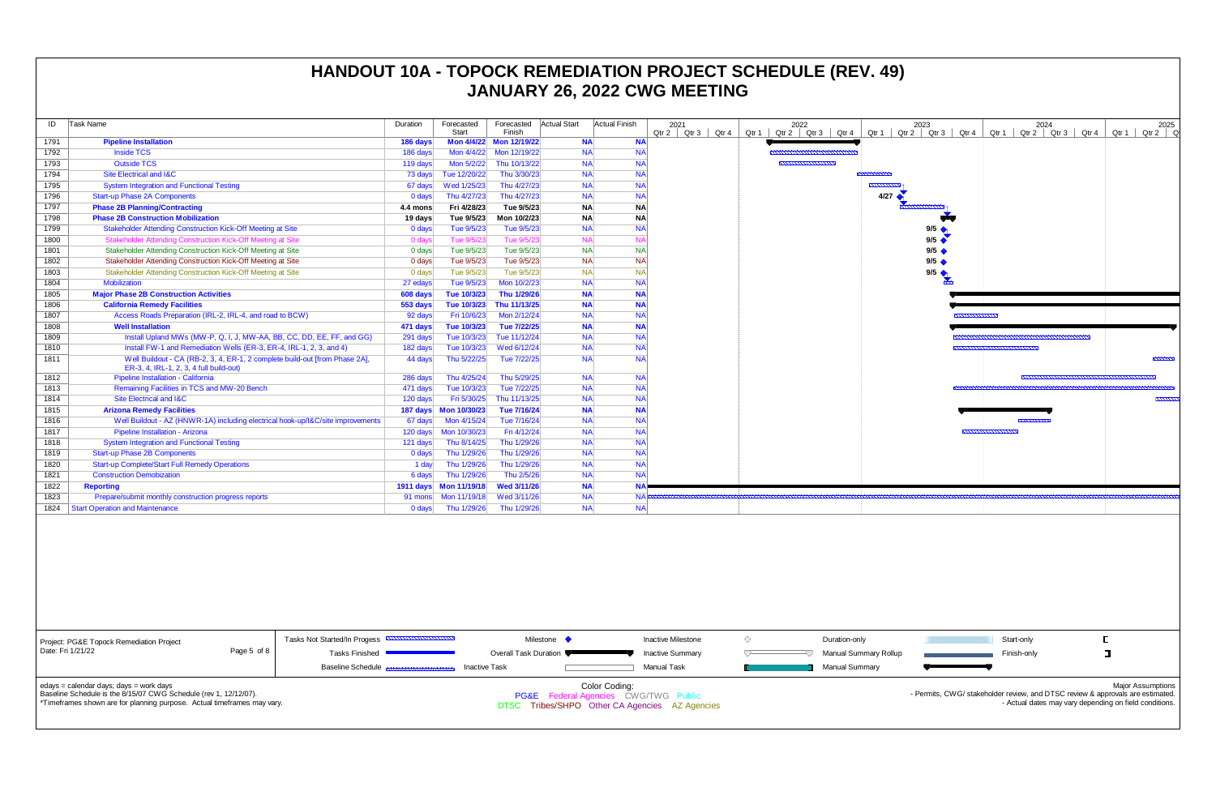# HANDOUT 10A - TOPOCK REMEDIATION PROJECT SCHEDULE (REV. 49)
## JANUARY 26, 2022 CWG MEETING

| ID | Task Name | Duration | Forecasted Start | Forecasted Finish | Actual Start | Actual Finish |
|---|---|---|---|---|---|---|
| 1791 | **Pipeline Installation** | **186 days** | **Mon 4/4/22** | **Mon 12/19/22** | **NA** | **NA** |
| 1792 | Inside TCS | 186 days | Mon 4/4/22 | Mon 12/19/22 | NA | NA |
| 1793 | Outside TCS | 119 days | Mon 5/2/22 | Thu 10/13/22 | NA | NA |
| 1794 | Site Electrical and I&C | 73 days | Tue 12/20/22 | Thu 3/30/23 | NA | NA |
| 1795 | System Integration and Functional Testing | 67 days | Wed 1/25/23 | Thu 4/27/23 | NA | NA |
| 1796 | Start-up Phase 2A Components | 0 days | Thu 4/27/23 | Thu 4/27/23 | NA | NA |
| 1797 | **Phase 2B Planning/Contracting** | **4.4 mons** | **Fri 4/28/23** | **Tue 9/5/23** | **NA** | **NA** |
| 1798 | **Phase 2B Construction Mobilization** | **19 days** | **Tue 9/5/23** | **Mon 10/2/23** | **NA** | **NA** |
| 1799 | Stakeholder Attending Construction Kick-Off Meeting at Site | 0 days | Tue 9/5/23 | Tue 9/5/23 | NA | NA |
| 1800 | Stakeholder Attending Construction Kick-Off Meeting at Site | 0 days | Tue 9/5/23 | Tue 9/5/23 | NA | NA |
| 1801 | Stakeholder Attending Construction Kick-Off Meeting at Site | 0 days | Tue 9/5/23 | Tue 9/5/23 | NA | NA |
| 1802 | Stakeholder Attending Construction Kick-Off Meeting at Site | 0 days | Tue 9/5/23 | Tue 9/5/23 | NA | NA |
| 1803 | Stakeholder Attending Construction Kick-Off Meeting at Site | 0 days | Tue 9/5/23 | Tue 9/5/23 | NA | NA |
| 1804 | Mobilization | 27 edays | Tue 9/5/23 | Mon 10/2/23 | NA | NA |
| 1805 | **Major Phase 2B Construction Activities** | **608 days** | **Tue 10/3/23** | **Thu 1/29/26** | **NA** | **NA** |
| 1806 | **California Remedy Facilities** | **553 days** | **Tue 10/3/23** | **Thu 11/13/25** | **NA** | **NA** |
| 1807 | Access Roads Preparation (IRL-2, IRL-4, and road to BCW) | 92 days | Fri 10/6/23 | Mon 2/12/24 | NA | NA |
| 1808 | **Well Installation** | **471 days** | **Tue 10/3/23** | **Tue 7/22/25** | **NA** | **NA** |
| 1809 | Install Upland MWs (MW-P, Q, I, J, MW-AA, BB, CC, DD, EE, FF, and GG) | 291 days | Tue 10/3/23 | Tue 11/12/24 | NA | NA |
| 1810 | Install FW-1 and Remediation Wells (ER-3, ER-4, IRL-1, 2, 3, and 4) | 182 days | Tue 10/3/23 | Wed 6/12/24 | NA | NA |
| 1811 | Well Buildout - CA (RB-2, 3, 4, ER-1, 2 complete build-out [from Phase 2A], ER-3, 4, IRL-1, 2, 3, 4 full build-out) | 44 days | Thu 5/22/25 | Tue 7/22/25 | NA | NA |
| 1812 | Pipeline Installation - California | 286 days | Thu 4/25/24 | Thu 5/29/25 | NA | NA |
| 1813 | Remaining Facilities in TCS and MW-20 Bench | 471 days | Tue 10/3/23 | Tue 7/22/25 | NA | NA |
| 1814 | Site Electrical and I&C | 120 days | Fri 5/30/25 | Thu 11/13/25 | NA | NA |
| 1815 | **Arizona Remedy Facilities** | **187 days** | **Mon 10/30/23** | **Tue 7/16/24** | **NA** | **NA** |
| 1816 | Well Buildout - AZ (HNWR-1A) including electrical hook-up/I&C/site improvements | 67 days | Mon 4/15/24 | Tue 7/16/24 | NA | NA |
| 1817 | Pipeline Installation - Arizona | 120 days | Mon 10/30/23 | Fri 4/12/24 | NA | NA |
| 1818 | System Integration and Functional Testing | 121 days | Thu 8/14/25 | Thu 1/29/26 | NA | NA |
| 1819 | Start-up Phase 2B Components | 0 days | Thu 1/29/26 | Thu 1/29/26 | NA | NA |
| 1820 | Start-up Complete/Start Full Remedy Operations | 1 day | Thu 1/29/26 | Thu 1/29/26 | NA | NA |
| 1821 | Construction Demobilization | 6 days | Thu 1/29/26 | Thu 2/5/26 | NA | NA |
| 1822 | **Reporting** | **1911 days** | **Mon 11/19/18** | **Wed 3/11/26** | **NA** | **NA** |
| 1823 | Prepare/submit monthly construction progress reports | 91 mons | Mon 11/19/18 | Wed 3/11/26 | NA | NA |
| 1824 | Start Operation and Maintenance | 0 days | Thu 1/29/26 | Thu 1/29/26 | NA | NA |

2021: Qtr 2 | Qtr 3 | Qtr 4
2022: Qtr 1 | Qtr 2 | Qtr 3 | Qtr 4
2023: Qtr 1 | Qtr 2 | Qtr 3 | Qtr 4
2024: Qtr 1 | Qtr 2 | Qtr 3 | Qtr 4
2025: Qtr 1 | Qtr 2 | Q

4/27

9/5

9/5

9/5

9/5

9/5

Project: PG&E Topock Remediation Project
Date: Fri 1/21/22

Tasks Not Started/In Progess | Tasks Finished | Baseline Schedule | Milestone | Overall Task Duration | Inactive Task | Inactive Milestone | Inactive Summary | Manual Task | Duration-only | Manual Summary Rollup | Manual Summary | Start-only | Finish-only

edays = calendar days; days = work days
Baseline Schedule is the 8/15/07 CWG Schedule (rev 1, 12/12/07).
*Timeframes shown are for planning purpose. Actual timeframes may vary.

Color Coding:
PG&E Federal Agencies CWG/TWG Public
DTSC Tribes/SHPO Other CA Agencies AZ Agencies

Major Assumptions
- Permits, CWG/ stakeholder review, and DTSC review & approvals are estimated.
- Actual dates may vary depending on field conditions.